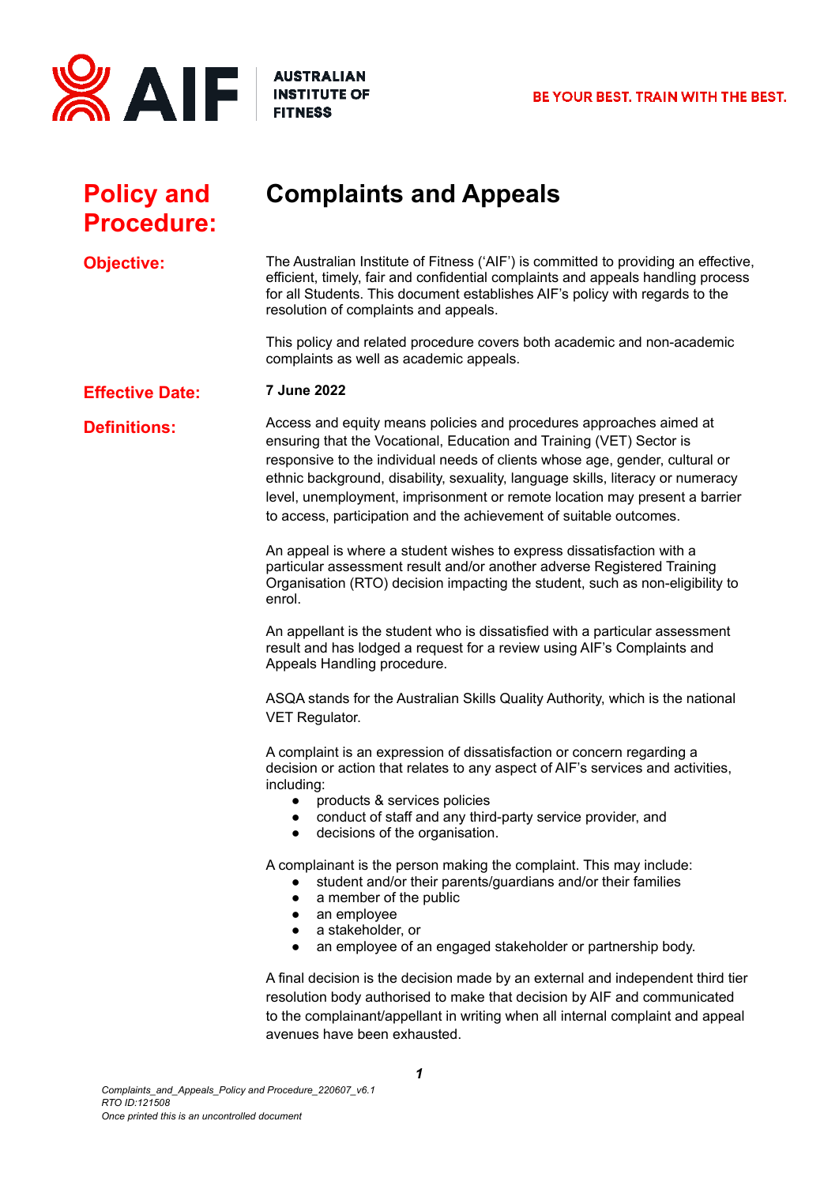AIF AUSTRALIAN INSTITUTE OF FITNESS

BE YOUR BEST. TRAIN WITH THE BEST.

# Policy and Procedure: Complaints and Appeals

**Objective:**

The Australian Institute of Fitness ('AIF') is committed to providing an effective, efficient, timely, fair and confidential complaints and appeals handling process for all Students. This document establishes AIF's policy with regards to the resolution of complaints and appeals.

This policy and related procedure covers both academic and non-academic complaints as well as academic appeals.

**Effective Date:** **7 June 2022**

**Definitions:**

Access and equity means policies and procedures approaches aimed at ensuring that the Vocational, Education and Training (VET) Sector is responsive to the individual needs of clients whose age, gender, cultural or ethnic background, disability, sexuality, language skills, literacy or numeracy level, unemployment, imprisonment or remote location may present a barrier to access, participation and the achievement of suitable outcomes.

An appeal is where a student wishes to express dissatisfaction with a particular assessment result and/or another adverse Registered Training Organisation (RTO) decision impacting the student, such as non-eligibility to enrol.

An appellant is the student who is dissatisfied with a particular assessment result and has lodged a request for a review using AIF's Complaints and Appeals Handling procedure.

ASQA stands for the Australian Skills Quality Authority, which is the national VET Regulator.

A complaint is an expression of dissatisfaction or concern regarding a decision or action that relates to any aspect of AIF's services and activities, including:

- products & services policies
- conduct of staff and any third-party service provider, and
- decisions of the organisation.

A complainant is the person making the complaint. This may include:

- student and/or their parents/guardians and/or their families
- a member of the public
- an employee
- a stakeholder, or
- an employee of an engaged stakeholder or partnership body.

A final decision is the decision made by an external and independent third tier resolution body authorised to make that decision by AIF and communicated to the complainant/appellant in writing when all internal complaint and appeal avenues have been exhausted.

*Complaints_and_Appeals_Policy and Procedure_220607_v6.1*
*RTO ID:121508*
*Once printed this is an uncontrolled document*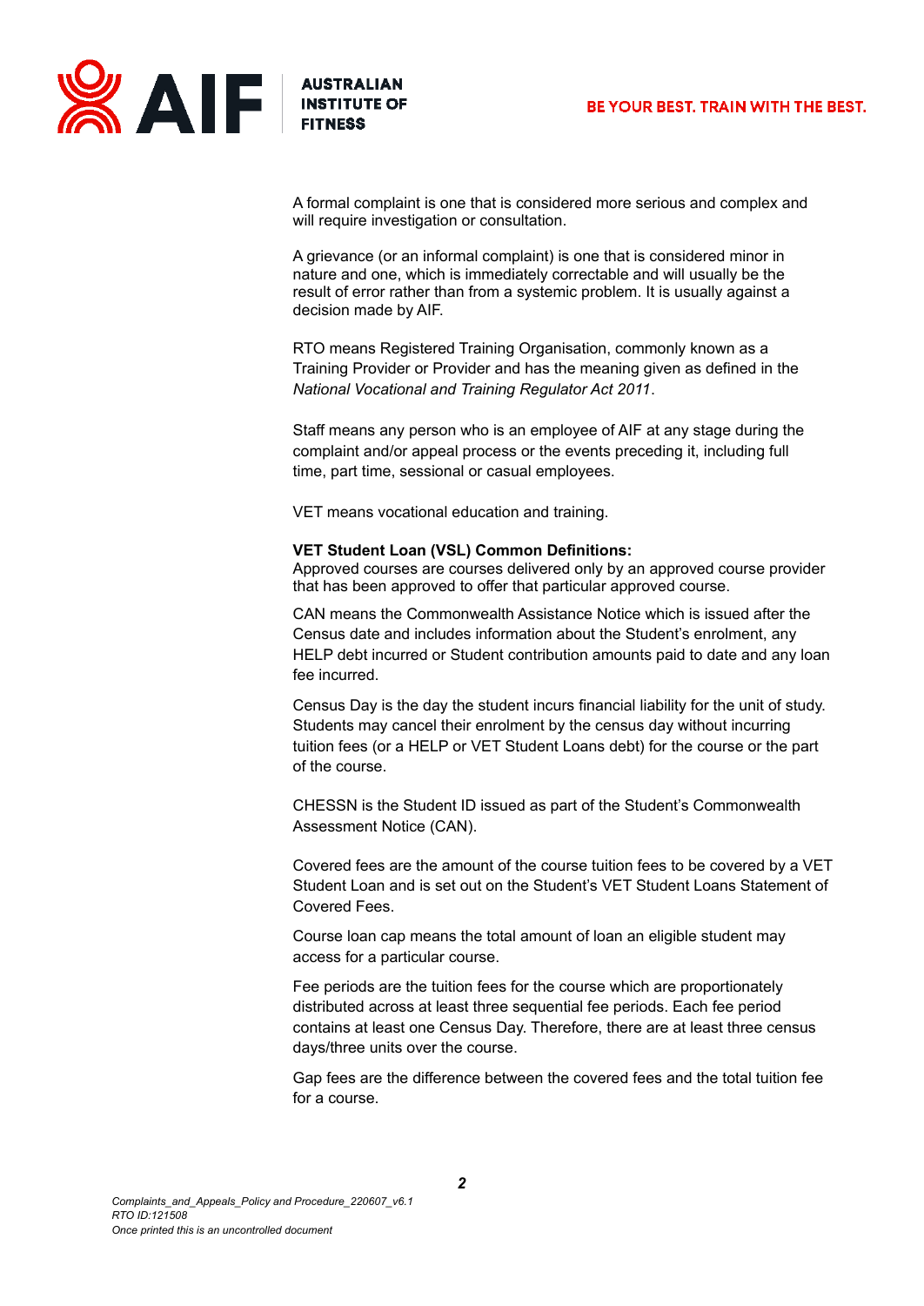A formal complaint is one that is considered more serious and complex and will require investigation or consultation.

A grievance (or an informal complaint) is one that is considered minor in nature and one, which is immediately correctable and will usually be the result of error rather than from a systemic problem. It is usually against a decision made by AIF.

RTO means Registered Training Organisation, commonly known as a Training Provider or Provider and has the meaning given as defined in the *National Vocational and Training Regulator Act 2011*.

Staff means any person who is an employee of AIF at any stage during the complaint and/or appeal process or the events preceding it, including full time, part time, sessional or casual employees.

VET means vocational education and training.

**VET Student Loan (VSL) Common Definitions:**

Approved courses are courses delivered only by an approved course provider that has been approved to offer that particular approved course.

CAN means the Commonwealth Assistance Notice which is issued after the Census date and includes information about the Student's enrolment, any HELP debt incurred or Student contribution amounts paid to date and any loan fee incurred.

Census Day is the day the student incurs financial liability for the unit of study. Students may cancel their enrolment by the census day without incurring tuition fees (or a HELP or VET Student Loans debt) for the course or the part of the course.

CHESSN is the Student ID issued as part of the Student's Commonwealth Assessment Notice (CAN).

Covered fees are the amount of the course tuition fees to be covered by a VET Student Loan and is set out on the Student's VET Student Loans Statement of Covered Fees.

Course loan cap means the total amount of loan an eligible student may access for a particular course.

Fee periods are the tuition fees for the course which are proportionately distributed across at least three sequential fee periods. Each fee period contains at least one Census Day. Therefore, there are at least three census days/three units over the course.

Gap fees are the difference between the covered fees and the total tuition fee for a course.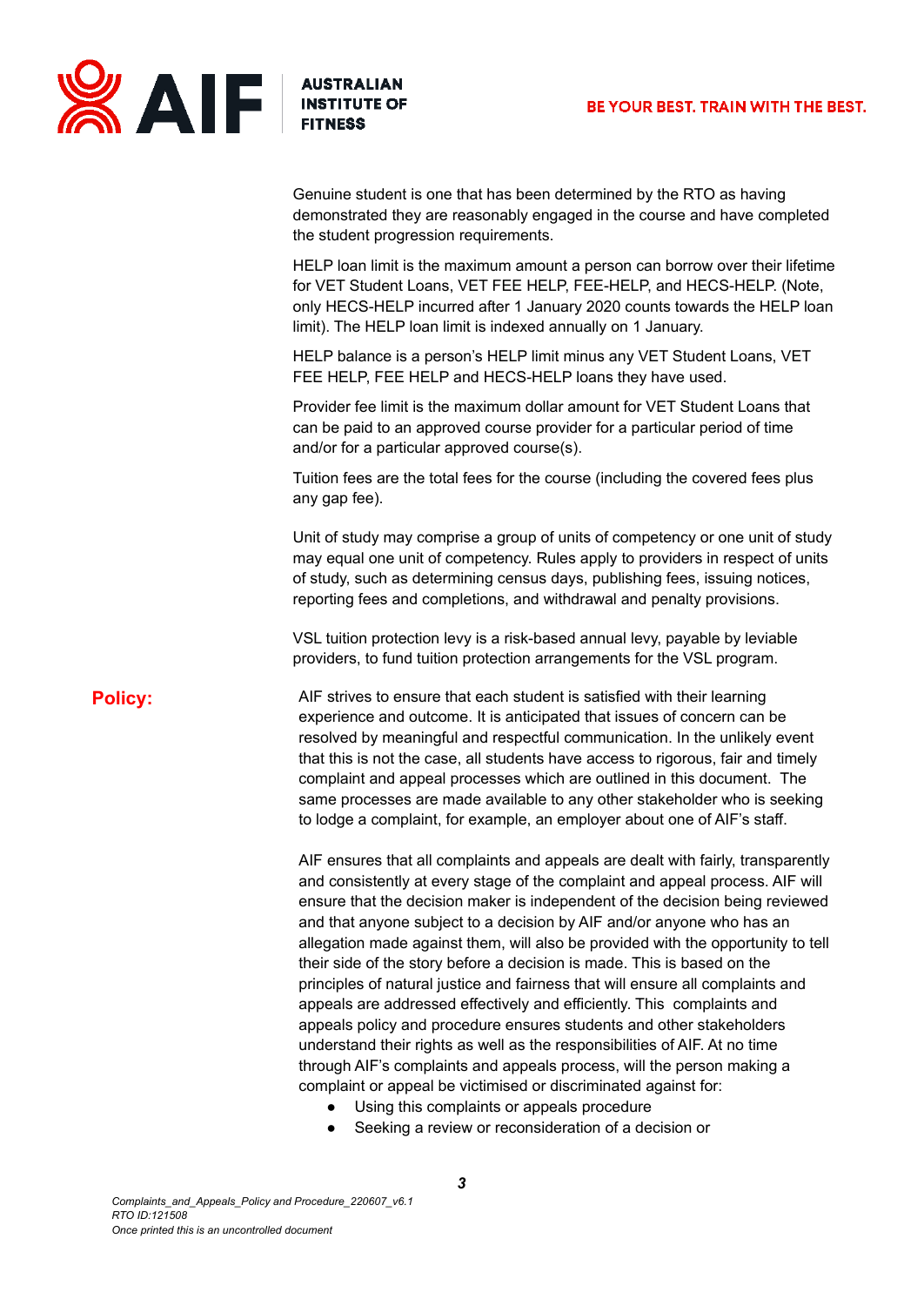Genuine student is one that has been determined by the RTO as having demonstrated they are reasonably engaged in the course and have completed the student progression requirements.

HELP loan limit is the maximum amount a person can borrow over their lifetime for VET Student Loans, VET FEE HELP, FEE-HELP, and HECS-HELP. (Note, only HECS-HELP incurred after 1 January 2020 counts towards the HELP loan limit). The HELP loan limit is indexed annually on 1 January.

HELP balance is a person's HELP limit minus any VET Student Loans, VET FEE HELP, FEE HELP and HECS-HELP loans they have used.

Provider fee limit is the maximum dollar amount for VET Student Loans that can be paid to an approved course provider for a particular period of time and/or for a particular approved course(s).

Tuition fees are the total fees for the course (including the covered fees plus any gap fee).

Unit of study may comprise a group of units of competency or one unit of study may equal one unit of competency. Rules apply to providers in respect of units of study, such as determining census days, publishing fees, issuing notices, reporting fees and completions, and withdrawal and penalty provisions.

VSL tuition protection levy is a risk-based annual levy, payable by leviable providers, to fund tuition protection arrangements for the VSL program.

## Policy:

AIF strives to ensure that each student is satisfied with their learning experience and outcome. It is anticipated that issues of concern can be resolved by meaningful and respectful communication. In the unlikely event that this is not the case, all students have access to rigorous, fair and timely complaint and appeal processes which are outlined in this document. The same processes are made available to any other stakeholder who is seeking to lodge a complaint, for example, an employer about one of AIF's staff.

AIF ensures that all complaints and appeals are dealt with fairly, transparently and consistently at every stage of the complaint and appeal process. AIF will ensure that the decision maker is independent of the decision being reviewed and that anyone subject to a decision by AIF and/or anyone who has an allegation made against them, will also be provided with the opportunity to tell their side of the story before a decision is made. This is based on the principles of natural justice and fairness that will ensure all complaints and appeals are addressed effectively and efficiently. This complaints and appeals policy and procedure ensures students and other stakeholders understand their rights as well as the responsibilities of AIF. At no time through AIF's complaints and appeals process, will the person making a complaint or appeal be victimised or discriminated against for:

- Using this complaints or appeals procedure
- Seeking a review or reconsideration of a decision or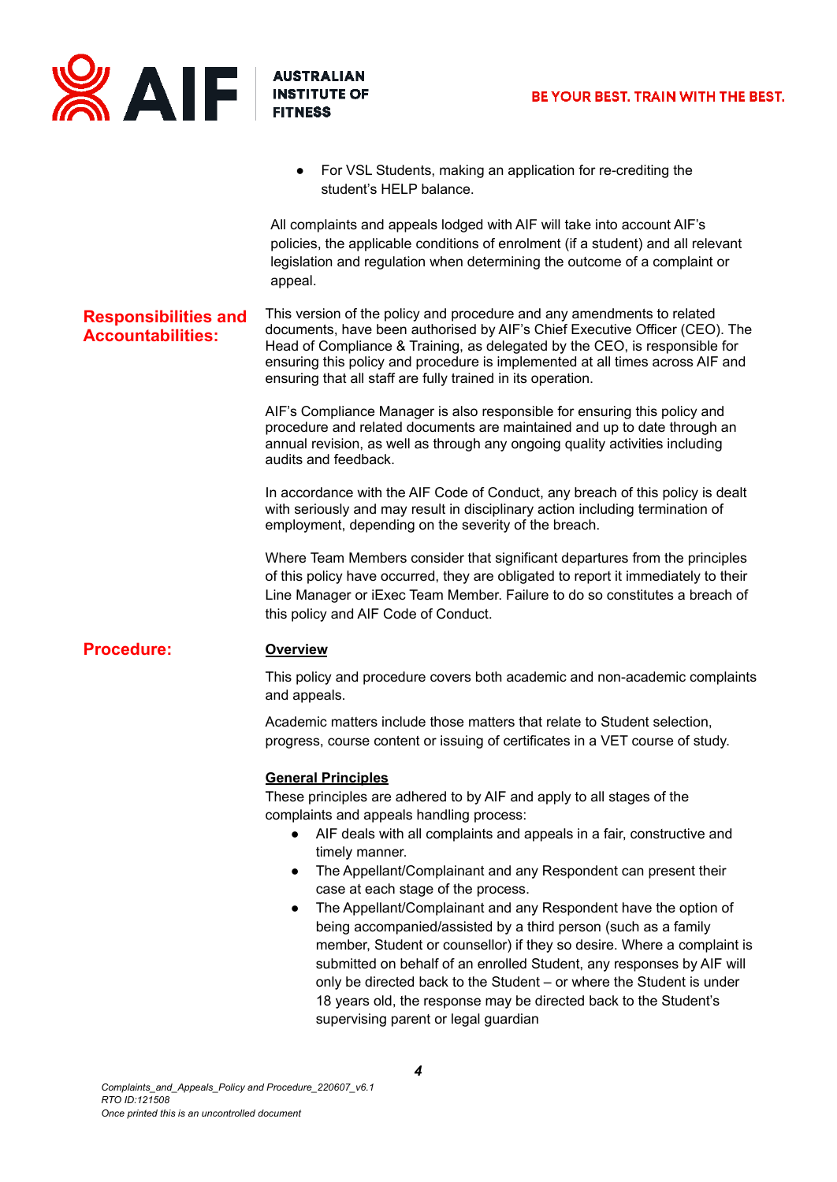- For VSL Students, making an application for re-crediting the student's HELP balance.

All complaints and appeals lodged with AIF will take into account AIF's policies, the applicable conditions of enrolment (if a student) and all relevant legislation and regulation when determining the outcome of a complaint or appeal.

## Responsibilities and Accountabilities:

This version of the policy and procedure and any amendments to related documents, have been authorised by AIF's Chief Executive Officer (CEO). The Head of Compliance & Training, as delegated by the CEO, is responsible for ensuring this policy and procedure is implemented at all times across AIF and ensuring that all staff are fully trained in its operation.

AIF's Compliance Manager is also responsible for ensuring this policy and procedure and related documents are maintained and up to date through an annual revision, as well as through any ongoing quality activities including audits and feedback.

In accordance with the AIF Code of Conduct, any breach of this policy is dealt with seriously and may result in disciplinary action including termination of employment, depending on the severity of the breach.

Where Team Members consider that significant departures from the principles of this policy have occurred, they are obligated to report it immediately to their Line Manager or iExec Team Member. Failure to do so constitutes a breach of this policy and AIF Code of Conduct.

## Procedure:

**Overview**

This policy and procedure covers both academic and non-academic complaints and appeals.

Academic matters include those matters that relate to Student selection, progress, course content or issuing of certificates in a VET course of study.

**General Principles**

These principles are adhered to by AIF and apply to all stages of the complaints and appeals handling process:

- AIF deals with all complaints and appeals in a fair, constructive and timely manner.
- The Appellant/Complainant and any Respondent can present their case at each stage of the process.
- The Appellant/Complainant and any Respondent have the option of being accompanied/assisted by a third person (such as a family member, Student or counsellor) if they so desire. Where a complaint is submitted on behalf of an enrolled Student, any responses by AIF will only be directed back to the Student – or where the Student is under 18 years old, the response may be directed back to the Student's supervising parent or legal guardian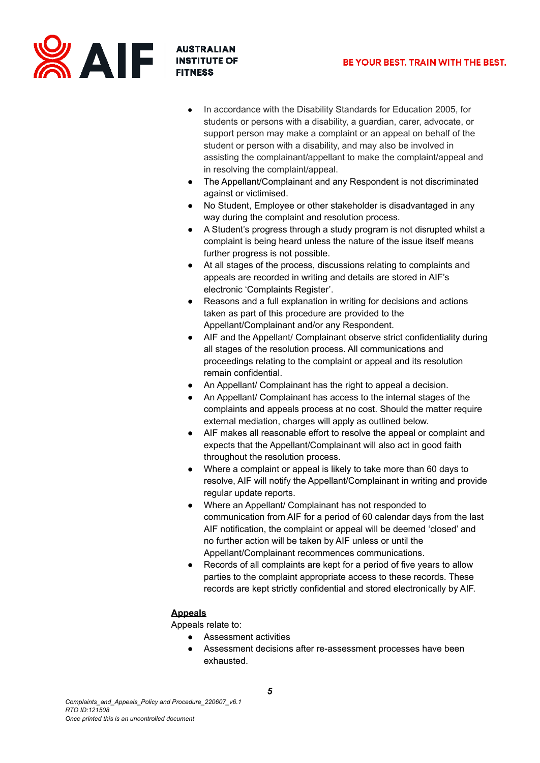- In accordance with the Disability Standards for Education 2005, for students or persons with a disability, a guardian, carer, advocate, or support person may make a complaint or an appeal on behalf of the student or person with a disability, and may also be involved in assisting the complainant/appellant to make the complaint/appeal and in resolving the complaint/appeal.
- The Appellant/Complainant and any Respondent is not discriminated against or victimised.
- No Student, Employee or other stakeholder is disadvantaged in any way during the complaint and resolution process.
- A Student's progress through a study program is not disrupted whilst a complaint is being heard unless the nature of the issue itself means further progress is not possible.
- At all stages of the process, discussions relating to complaints and appeals are recorded in writing and details are stored in AIF's electronic 'Complaints Register'.
- Reasons and a full explanation in writing for decisions and actions taken as part of this procedure are provided to the Appellant/Complainant and/or any Respondent.
- AIF and the Appellant/ Complainant observe strict confidentiality during all stages of the resolution process. All communications and proceedings relating to the complaint or appeal and its resolution remain confidential.
- An Appellant/ Complainant has the right to appeal a decision.
- An Appellant/ Complainant has access to the internal stages of the complaints and appeals process at no cost. Should the matter require external mediation, charges will apply as outlined below.
- AIF makes all reasonable effort to resolve the appeal or complaint and expects that the Appellant/Complainant will also act in good faith throughout the resolution process.
- Where a complaint or appeal is likely to take more than 60 days to resolve, AIF will notify the Appellant/Complainant in writing and provide regular update reports.
- Where an Appellant/ Complainant has not responded to communication from AIF for a period of 60 calendar days from the last AIF notification, the complaint or appeal will be deemed 'closed' and no further action will be taken by AIF unless or until the Appellant/Complainant recommences communications.
- Records of all complaints are kept for a period of five years to allow parties to the complaint appropriate access to these records. These records are kept strictly confidential and stored electronically by AIF.

**Appeals**

Appeals relate to:

- Assessment activities
- Assessment decisions after re-assessment processes have been exhausted.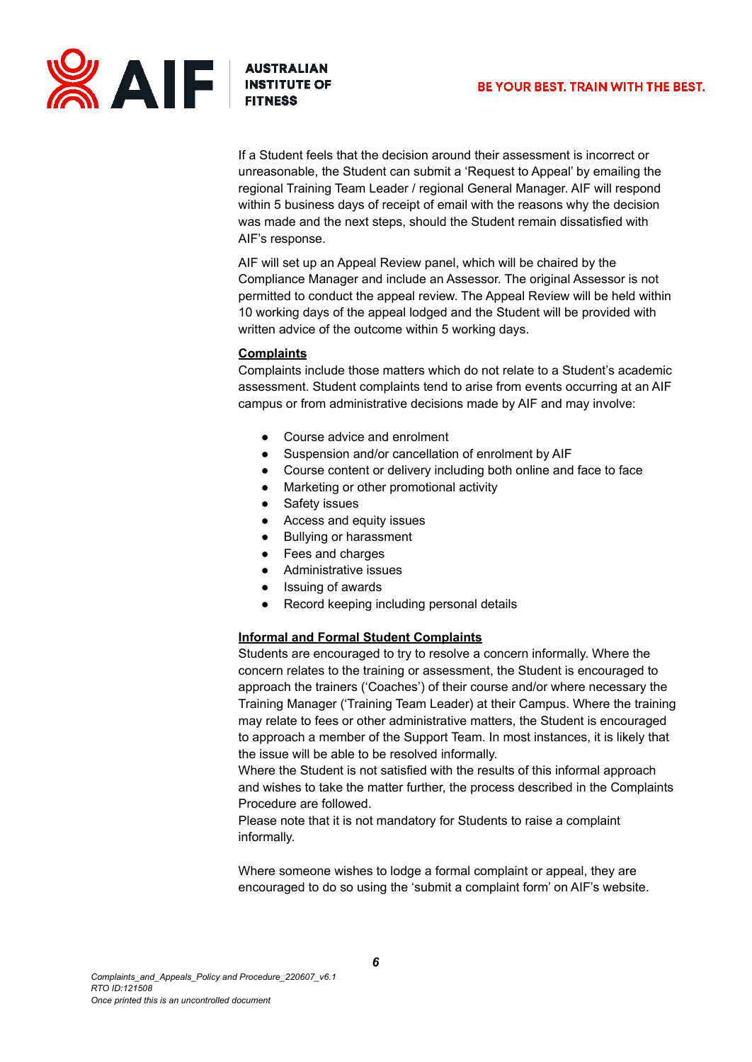If a Student feels that the decision around their assessment is incorrect or unreasonable, the Student can submit a 'Request to Appeal' by emailing the regional Training Team Leader / regional General Manager. AIF will respond within 5 business days of receipt of email with the reasons why the decision was made and the next steps, should the Student remain dissatisfied with AIF's response.

AIF will set up an Appeal Review panel, which will be chaired by the Compliance Manager and include an Assessor. The original Assessor is not permitted to conduct the appeal review. The Appeal Review will be held within 10 working days of the appeal lodged and the Student will be provided with written advice of the outcome within 5 working days.

**Complaints**

Complaints include those matters which do not relate to a Student's academic assessment. Student complaints tend to arise from events occurring at an AIF campus or from administrative decisions made by AIF and may involve:

- Course advice and enrolment
- Suspension and/or cancellation of enrolment by AIF
- Course content or delivery including both online and face to face
- Marketing or other promotional activity
- Safety issues
- Access and equity issues
- Bullying or harassment
- Fees and charges
- Administrative issues
- Issuing of awards
- Record keeping including personal details

**Informal and Formal Student Complaints**

Students are encouraged to try to resolve a concern informally. Where the concern relates to the training or assessment, the Student is encouraged to approach the trainers ('Coaches') of their course and/or where necessary the Training Manager ('Training Team Leader) at their Campus. Where the training may relate to fees or other administrative matters, the Student is encouraged to approach a member of the Support Team. In most instances, it is likely that the issue will be able to be resolved informally.

Where the Student is not satisfied with the results of this informal approach and wishes to take the matter further, the process described in the Complaints Procedure are followed.

Please note that it is not mandatory for Students to raise a complaint informally.

Where someone wishes to lodge a formal complaint or appeal, they are encouraged to do so using the 'submit a complaint form' on AIF's website.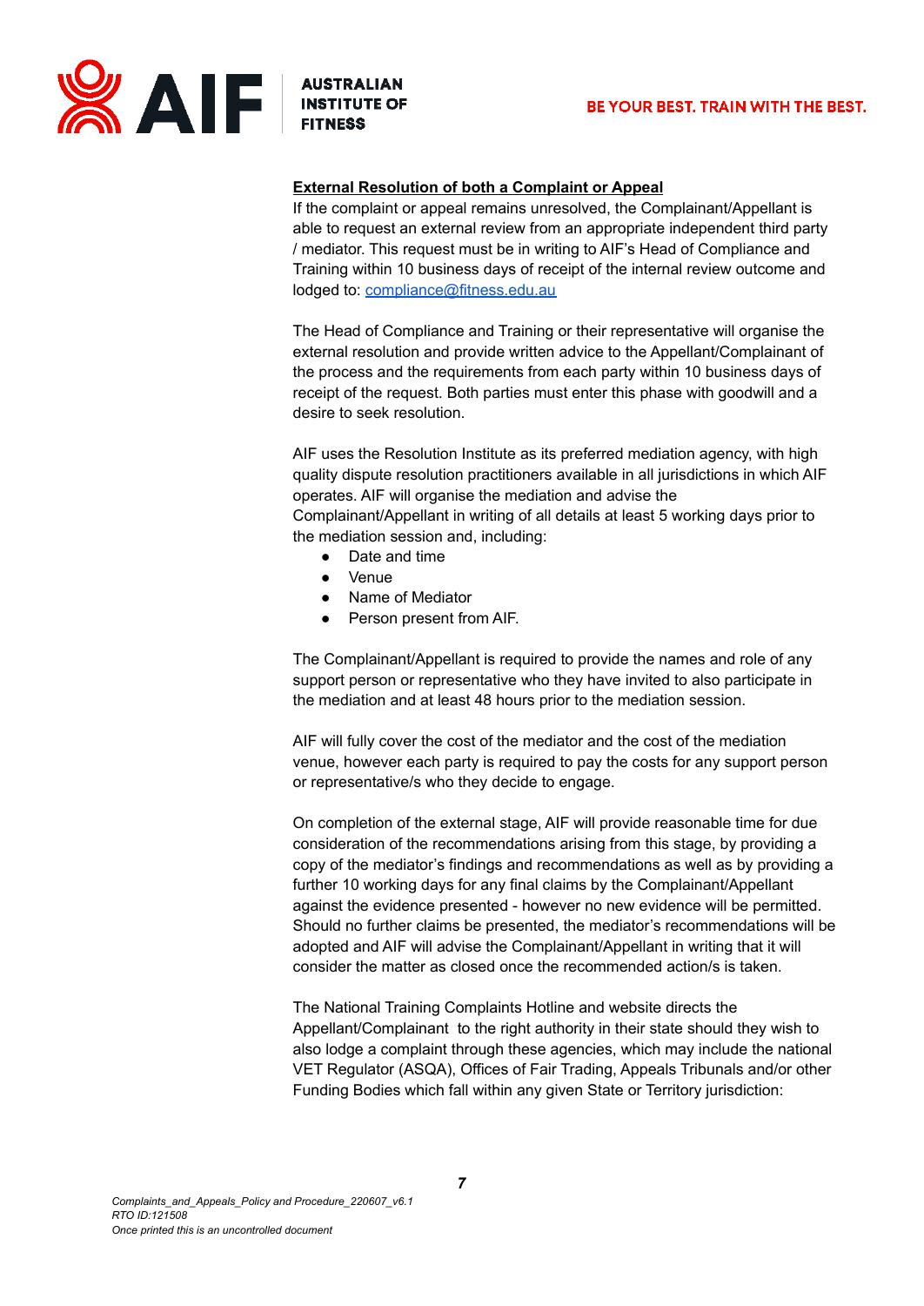**External Resolution of both a Complaint or Appeal**

If the complaint or appeal remains unresolved, the Complainant/Appellant is able to request an external review from an appropriate independent third party / mediator. This request must be in writing to AIF's Head of Compliance and Training within 10 business days of receipt of the internal review outcome and lodged to: compliance@fitness.edu.au

The Head of Compliance and Training or their representative will organise the external resolution and provide written advice to the Appellant/Complainant of the process and the requirements from each party within 10 business days of receipt of the request. Both parties must enter this phase with goodwill and a desire to seek resolution.

AIF uses the Resolution Institute as its preferred mediation agency, with high quality dispute resolution practitioners available in all jurisdictions in which AIF operates. AIF will organise the mediation and advise the Complainant/Appellant in writing of all details at least 5 working days prior to the mediation session and, including:

- Date and time
- Venue
- Name of Mediator
- Person present from AIF.

The Complainant/Appellant is required to provide the names and role of any support person or representative who they have invited to also participate in the mediation and at least 48 hours prior to the mediation session.

AIF will fully cover the cost of the mediator and the cost of the mediation venue, however each party is required to pay the costs for any support person or representative/s who they decide to engage.

On completion of the external stage, AIF will provide reasonable time for due consideration of the recommendations arising from this stage, by providing a copy of the mediator's findings and recommendations as well as by providing a further 10 working days for any final claims by the Complainant/Appellant against the evidence presented - however no new evidence will be permitted. Should no further claims be presented, the mediator's recommendations will be adopted and AIF will advise the Complainant/Appellant in writing that it will consider the matter as closed once the recommended action/s is taken.

The National Training Complaints Hotline and website directs the Appellant/Complainant to the right authority in their state should they wish to also lodge a complaint through these agencies, which may include the national VET Regulator (ASQA), Offices of Fair Trading, Appeals Tribunals and/or other Funding Bodies which fall within any given State or Territory jurisdiction: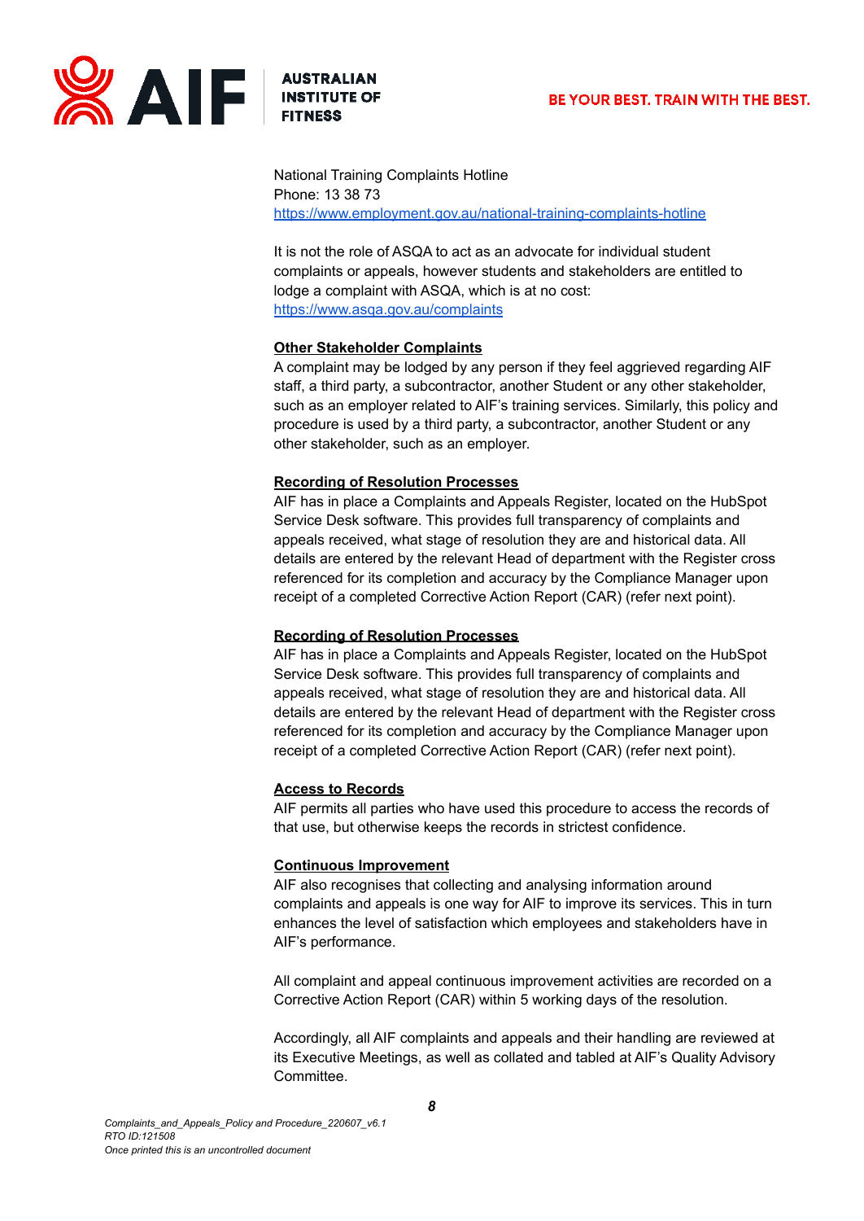National Training Complaints Hotline
Phone: 13 38 73
[https://www.employment.gov.au/national-training-complaints-hotline](https://www.employment.gov.au/national-training-complaints-hotline)

It is not the role of ASQA to act as an advocate for individual student complaints or appeals, however students and stakeholders are entitled to lodge a complaint with ASQA, which is at no cost:
[https://www.asqa.gov.au/complaints](https://www.asqa.gov.au/complaints)

**Other Stakeholder Complaints**

A complaint may be lodged by any person if they feel aggrieved regarding AIF staff, a third party, a subcontractor, another Student or any other stakeholder, such as an employer related to AIF's training services. Similarly, this policy and procedure is used by a third party, a subcontractor, another Student or any other stakeholder, such as an employer.

**Recording of Resolution Processes**

AIF has in place a Complaints and Appeals Register, located on the HubSpot Service Desk software. This provides full transparency of complaints and appeals received, what stage of resolution they are and historical data. All details are entered by the relevant Head of department with the Register cross referenced for its completion and accuracy by the Compliance Manager upon receipt of a completed Corrective Action Report (CAR) (refer next point).

**Recording of Resolution Processes**

AIF has in place a Complaints and Appeals Register, located on the HubSpot Service Desk software. This provides full transparency of complaints and appeals received, what stage of resolution they are and historical data. All details are entered by the relevant Head of department with the Register cross referenced for its completion and accuracy by the Compliance Manager upon receipt of a completed Corrective Action Report (CAR) (refer next point).

**Access to Records**

AIF permits all parties who have used this procedure to access the records of that use, but otherwise keeps the records in strictest confidence.

**Continuous Improvement**

AIF also recognises that collecting and analysing information around complaints and appeals is one way for AIF to improve its services. This in turn enhances the level of satisfaction which employees and stakeholders have in AIF's performance.

All complaint and appeal continuous improvement activities are recorded on a Corrective Action Report (CAR) within 5 working days of the resolution.

Accordingly, all AIF complaints and appeals and their handling are reviewed at its Executive Meetings, as well as collated and tabled at AIF's Quality Advisory Committee.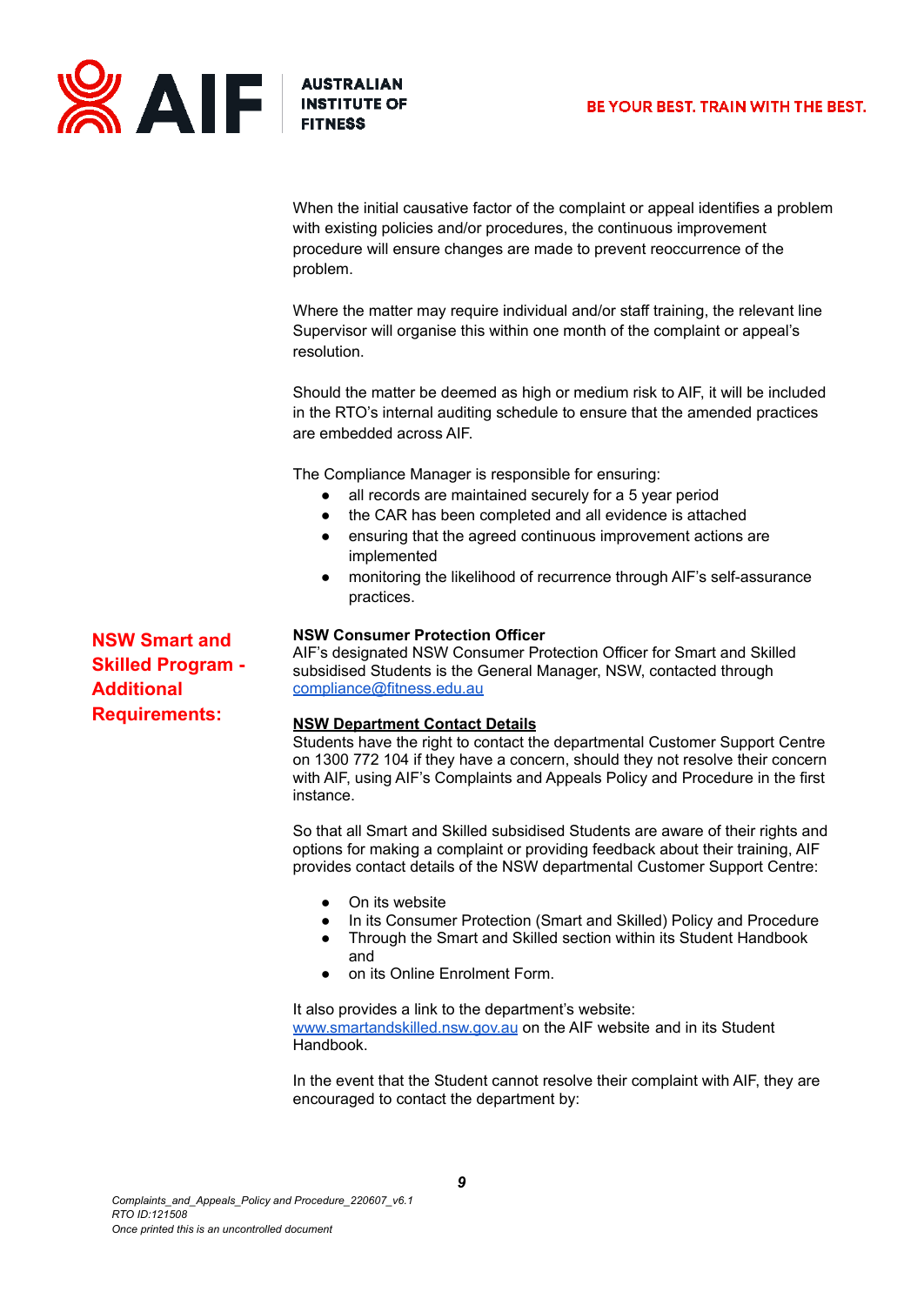When the initial causative factor of the complaint or appeal identifies a problem with existing policies and/or procedures, the continuous improvement procedure will ensure changes are made to prevent reoccurrence of the problem.

Where the matter may require individual and/or staff training, the relevant line Supervisor will organise this within one month of the complaint or appeal's resolution.

Should the matter be deemed as high or medium risk to AIF, it will be included in the RTO's internal auditing schedule to ensure that the amended practices are embedded across AIF.

The Compliance Manager is responsible for ensuring:

- all records are maintained securely for a 5 year period
- the CAR has been completed and all evidence is attached
- ensuring that the agreed continuous improvement actions are implemented
- monitoring the likelihood of recurrence through AIF's self-assurance practices.

## NSW Smart and Skilled Program - Additional Requirements:

**NSW Consumer Protection Officer**

AIF's designated NSW Consumer Protection Officer for Smart and Skilled subsidised Students is the General Manager, NSW, contacted through compliance@fitness.edu.au

**NSW Department Contact Details**

Students have the right to contact the departmental Customer Support Centre on 1300 772 104 if they have a concern, should they not resolve their concern with AIF, using AIF's Complaints and Appeals Policy and Procedure in the first instance.

So that all Smart and Skilled subsidised Students are aware of their rights and options for making a complaint or providing feedback about their training, AIF provides contact details of the NSW departmental Customer Support Centre:

- On its website
- In its Consumer Protection (Smart and Skilled) Policy and Procedure
- Through the Smart and Skilled section within its Student Handbook and
- on its Online Enrolment Form.

It also provides a link to the department's website: www.smartandskilled.nsw.gov.au on the AIF website and in its Student Handbook.

In the event that the Student cannot resolve their complaint with AIF, they are encouraged to contact the department by: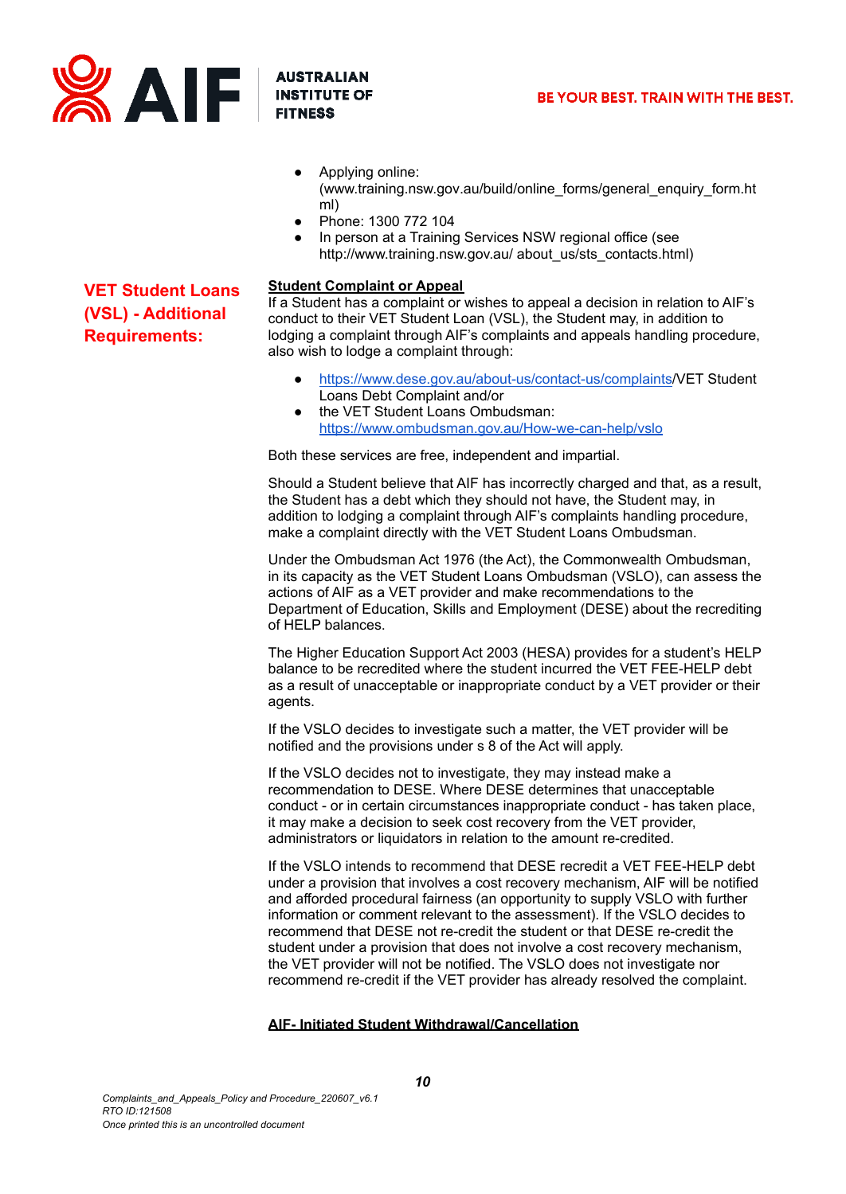- Applying online: (www.training.nsw.gov.au/build/online_forms/general_enquiry_form.html)
- Phone: 1300 772 104
- In person at a Training Services NSW regional office (see http://www.training.nsw.gov.au/ about_us/sts_contacts.html)

## VET Student Loans (VSL) - Additional Requirements:

**Student Complaint or Appeal**

If a Student has a complaint or wishes to appeal a decision in relation to AIF's conduct to their VET Student Loan (VSL), the Student may, in addition to lodging a complaint through AIF's complaints and appeals handling procedure, also wish to lodge a complaint through:

- [https://www.dese.gov.au/about-us/contact-us/complaints](https://www.dese.gov.au/about-us/contact-us/complaints)/VET Student Loans Debt Complaint and/or
- the VET Student Loans Ombudsman: [https://www.ombudsman.gov.au/How-we-can-help/vslo](https://www.ombudsman.gov.au/How-we-can-help/vslo)

Both these services are free, independent and impartial.

Should a Student believe that AIF has incorrectly charged and that, as a result, the Student has a debt which they should not have, the Student may, in addition to lodging a complaint through AIF's complaints handling procedure, make a complaint directly with the VET Student Loans Ombudsman.

Under the Ombudsman Act 1976 (the Act), the Commonwealth Ombudsman, in its capacity as the VET Student Loans Ombudsman (VSLO), can assess the actions of AIF as a VET provider and make recommendations to the Department of Education, Skills and Employment (DESE) about the recrediting of HELP balances.

The Higher Education Support Act 2003 (HESA) provides for a student's HELP balance to be recredited where the student incurred the VET FEE-HELP debt as a result of unacceptable or inappropriate conduct by a VET provider or their agents.

If the VSLO decides to investigate such a matter, the VET provider will be notified and the provisions under s 8 of the Act will apply.

If the VSLO decides not to investigate, they may instead make a recommendation to DESE. Where DESE determines that unacceptable conduct - or in certain circumstances inappropriate conduct - has taken place, it may make a decision to seek cost recovery from the VET provider, administrators or liquidators in relation to the amount re-credited.

If the VSLO intends to recommend that DESE recredit a VET FEE-HELP debt under a provision that involves a cost recovery mechanism, AIF will be notified and afforded procedural fairness (an opportunity to supply VSLO with further information or comment relevant to the assessment). If the VSLO decides to recommend that DESE not re-credit the student or that DESE re-credit the student under a provision that does not involve a cost recovery mechanism, the VET provider will not be notified. The VSLO does not investigate nor recommend re-credit if the VET provider has already resolved the complaint.

**AIF- Initiated Student Withdrawal/Cancellation**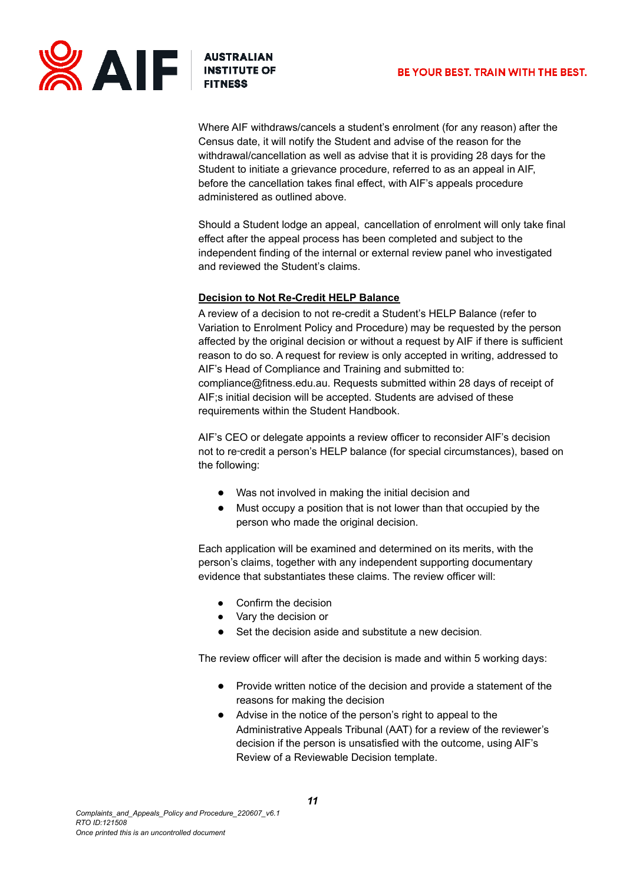Where AIF withdraws/cancels a student's enrolment (for any reason) after the Census date, it will notify the Student and advise of the reason for the withdrawal/cancellation as well as advise that it is providing 28 days for the Student to initiate a grievance procedure, referred to as an appeal in AIF, before the cancellation takes final effect, with AIF's appeals procedure administered as outlined above.

Should a Student lodge an appeal, cancellation of enrolment will only take final effect after the appeal process has been completed and subject to the independent finding of the internal or external review panel who investigated and reviewed the Student's claims.

**Decision to Not Re-Credit HELP Balance**

A review of a decision to not re-credit a Student's HELP Balance (refer to Variation to Enrolment Policy and Procedure) may be requested by the person affected by the original decision or without a request by AIF if there is sufficient reason to do so. A request for review is only accepted in writing, addressed to AIF's Head of Compliance and Training and submitted to: compliance@fitness.edu.au. Requests submitted within 28 days of receipt of AIF;s initial decision will be accepted. Students are advised of these requirements within the Student Handbook.

AIF's CEO or delegate appoints a review officer to reconsider AIF's decision not to re-credit a person's HELP balance (for special circumstances), based on the following:

- Was not involved in making the initial decision and
- Must occupy a position that is not lower than that occupied by the person who made the original decision.

Each application will be examined and determined on its merits, with the person's claims, together with any independent supporting documentary evidence that substantiates these claims. The review officer will:

- Confirm the decision
- Vary the decision or
- Set the decision aside and substitute a new decision.

The review officer will after the decision is made and within 5 working days:

- Provide written notice of the decision and provide a statement of the reasons for making the decision
- Advise in the notice of the person's right to appeal to the Administrative Appeals Tribunal (AAT) for a review of the reviewer's decision if the person is unsatisfied with the outcome, using AIF's Review of a Reviewable Decision template.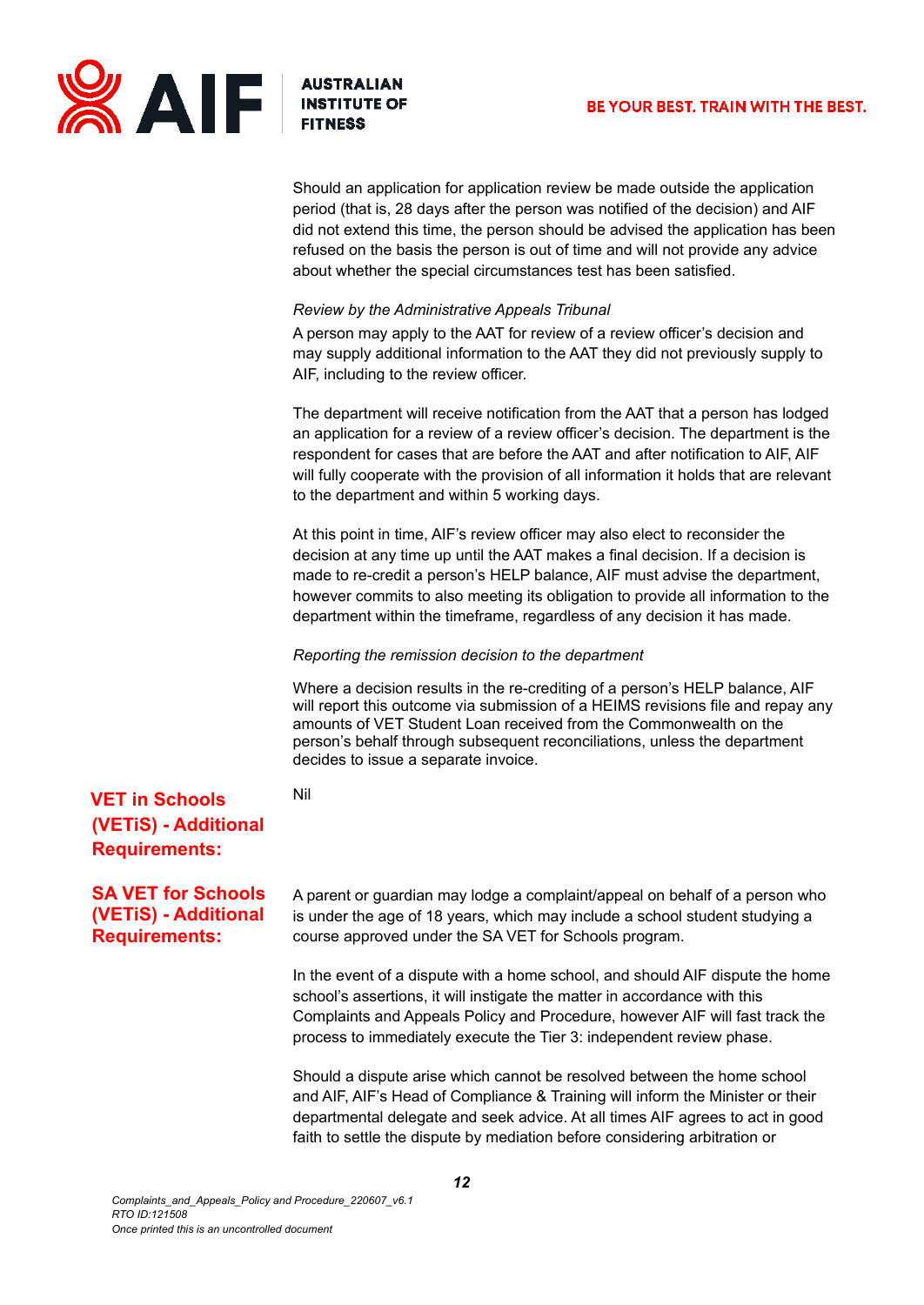Should an application for application review be made outside the application period (that is, 28 days after the person was notified of the decision) and AIF did not extend this time, the person should be advised the application has been refused on the basis the person is out of time and will not provide any advice about whether the special circumstances test has been satisfied.

*Review by the Administrative Appeals Tribunal*

A person may apply to the AAT for review of a review officer's decision and may supply additional information to the AAT they did not previously supply to AIF, including to the review officer.

The department will receive notification from the AAT that a person has lodged an application for a review of a review officer's decision. The department is the respondent for cases that are before the AAT and after notification to AIF, AIF will fully cooperate with the provision of all information it holds that are relevant to the department and within 5 working days.

At this point in time, AIF's review officer may also elect to reconsider the decision at any time up until the AAT makes a final decision. If a decision is made to re-credit a person's HELP balance, AIF must advise the department, however commits to also meeting its obligation to provide all information to the department within the timeframe, regardless of any decision it has made.

*Reporting the remission decision to the department*

Where a decision results in the re-crediting of a person's HELP balance, AIF will report this outcome via submission of a HEIMS revisions file and repay any amounts of VET Student Loan received from the Commonwealth on the person's behalf through subsequent reconciliations, unless the department decides to issue a separate invoice.

## VET in Schools (VETiS) - Additional Requirements:

Nil

## SA VET for Schools (VETiS) - Additional Requirements:

A parent or guardian may lodge a complaint/appeal on behalf of a person who is under the age of 18 years, which may include a school student studying a course approved under the SA VET for Schools program.

In the event of a dispute with a home school, and should AIF dispute the home school's assertions, it will instigate the matter in accordance with this Complaints and Appeals Policy and Procedure, however AIF will fast track the process to immediately execute the Tier 3: independent review phase.

Should a dispute arise which cannot be resolved between the home school and AIF, AIF's Head of Compliance & Training will inform the Minister or their departmental delegate and seek advice. At all times AIF agrees to act in good faith to settle the dispute by mediation before considering arbitration or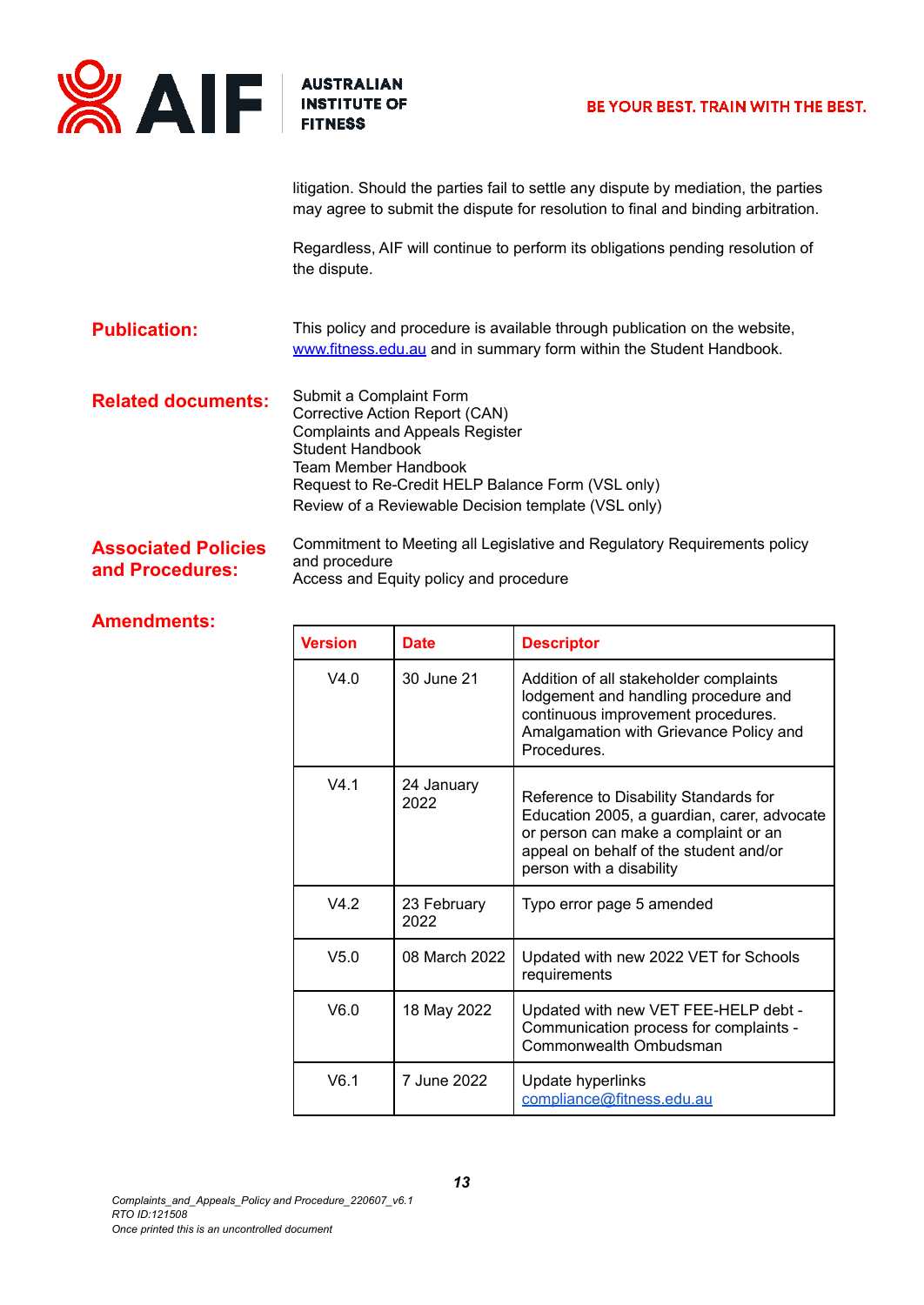litigation. Should the parties fail to settle any dispute by mediation, the parties may agree to submit the dispute for resolution to final and binding arbitration.

Regardless, AIF will continue to perform its obligations pending resolution of the dispute.

**Publication:**

This policy and procedure is available through publication on the website, [www.fitness.edu.au](www.fitness.edu.au) and in summary form within the Student Handbook.

**Related documents:**

Submit a Complaint Form
Corrective Action Report (CAN)
Complaints and Appeals Register
Student Handbook
Team Member Handbook
Request to Re-Credit HELP Balance Form (VSL only)
Review of a Reviewable Decision template (VSL only)

**Associated Policies and Procedures:**

Commitment to Meeting all Legislative and Regulatory Requirements policy and procedure
Access and Equity policy and procedure

**Amendments:**

| Version | Date | Descriptor |
|---|---|---|
| V4.0 | 30 June 21 | Addition of all stakeholder complaints lodgement and handling procedure and continuous improvement procedures. Amalgamation with Grievance Policy and Procedures. |
| V4.1 | 24 January 2022 | Reference to Disability Standards for Education 2005, a guardian, carer, advocate or person can make a complaint or an appeal on behalf of the student and/or person with a disability |
| V4.2 | 23 February 2022 | Typo error page 5 amended |
| V5.0 | 08 March 2022 | Updated with new 2022 VET for Schools requirements |
| V6.0 | 18 May 2022 | Updated with new VET FEE-HELP debt - Communication process for complaints - Commonwealth Ombudsman |
| V6.1 | 7 June 2022 | Update hyperlinks [compliance@fitness.edu.au](mailto:compliance@fitness.edu.au) |

*Complaints_and_Appeals_Policy and Procedure_220607_v6.1*
*RTO ID:121508*
*Once printed this is an uncontrolled document*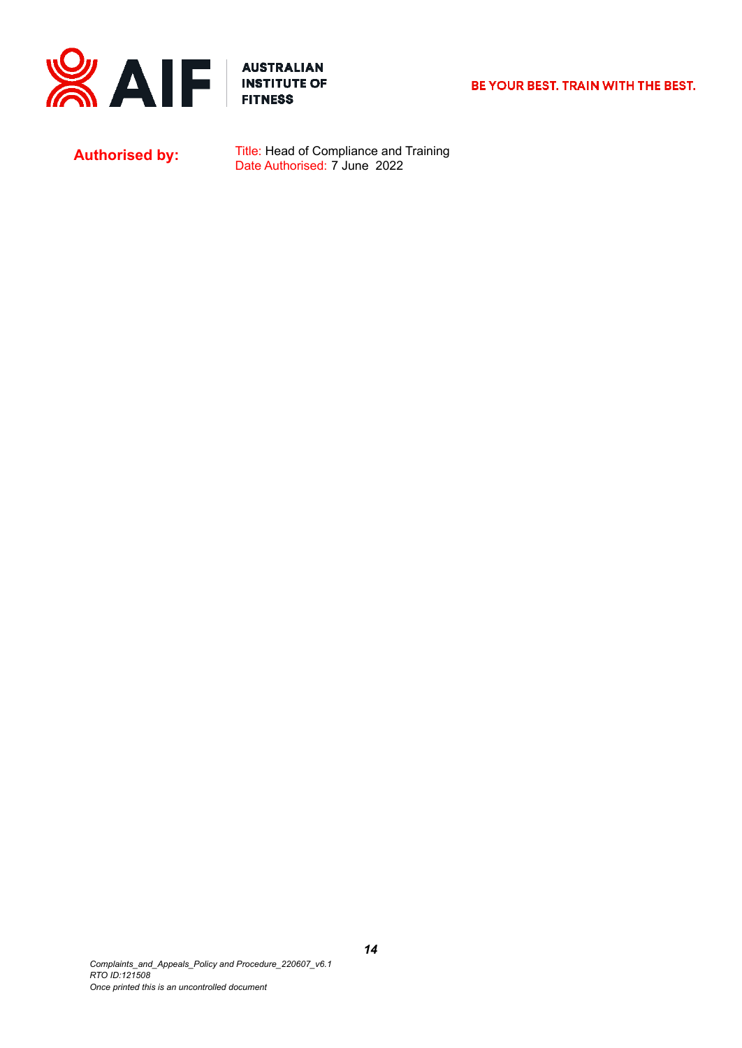**Authorised by:**

Title: Head of Compliance and Training
Date Authorised: 7 June 2022